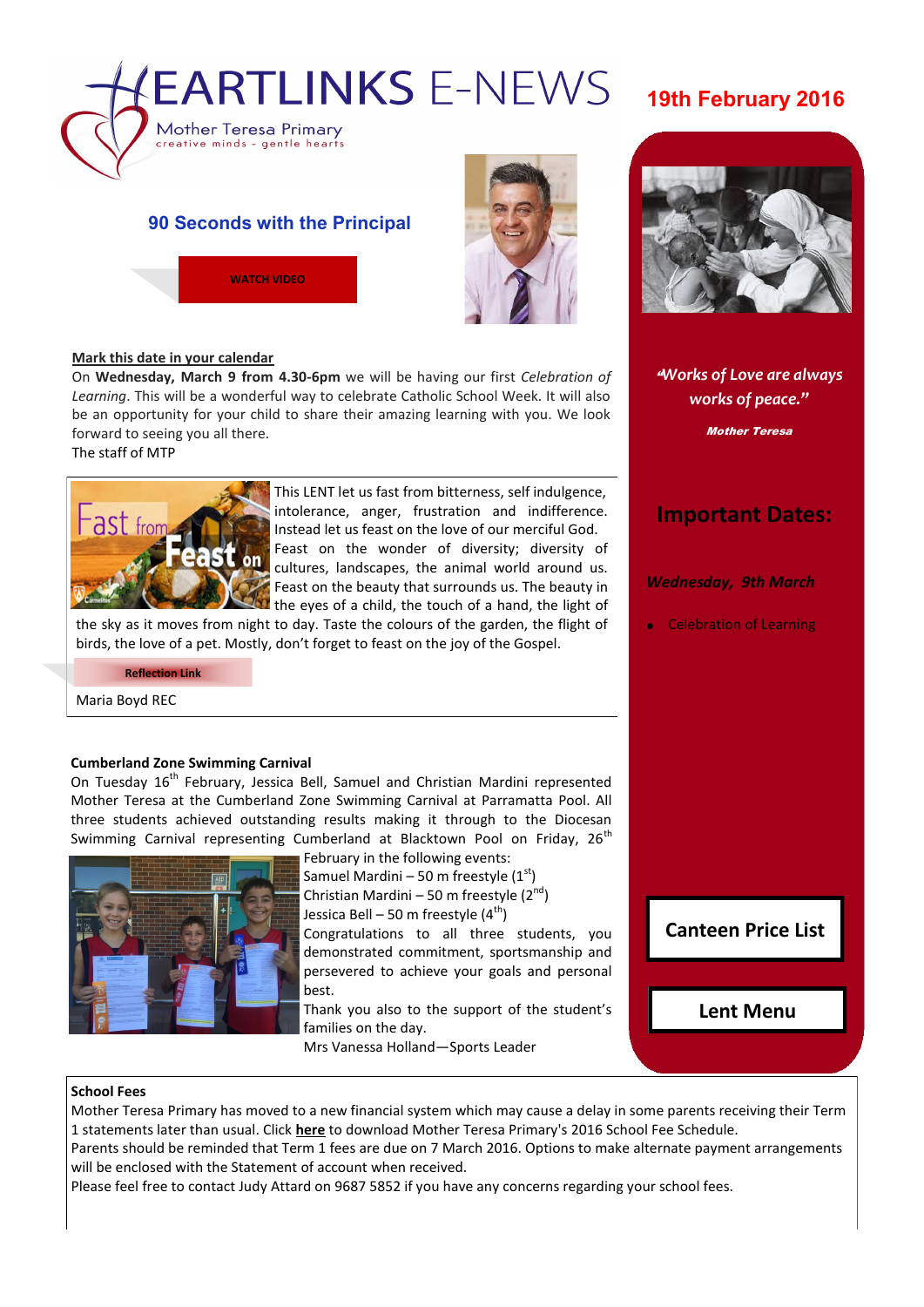# HEARTLINKS E-NEWS

Mother Teresa Primary
creative minds - gentle hearts

**19th February 2016**

## 90 Seconds with the Principal

WATCH VIDEO

**Mark this date in your calendar**

On **Wednesday, March 9 from 4.30-6pm** we will be having our first *Celebration of Learning*. This will be a wonderful way to celebrate Catholic School Week. It will also be an opportunity for your child to share their amazing learning with you. We look forward to seeing you all there.

The staff of MTP

This LENT let us fast from bitterness, self indulgence, intolerance, anger, frustration and indifference. Instead let us feast on the love of our merciful God. Feast on the wonder of diversity; diversity of cultures, landscapes, the animal world around us. Feast on the beauty that surrounds us. The beauty in the eyes of a child, the touch of a hand, the light of the sky as it moves from night to day. Taste the colours of the garden, the flight of birds, the love of a pet. Mostly, don't forget to feast on the joy of the Gospel.

Reflection Link

Maria Boyd REC

**Cumberland Zone Swimming Carnival**

On Tuesday 16th February, Jessica Bell, Samuel and Christian Mardini represented Mother Teresa at the Cumberland Zone Swimming Carnival at Parramatta Pool. All three students achieved outstanding results making it through to the Diocesan Swimming Carnival representing Cumberland at Blacktown Pool on Friday, 26th February in the following events:

Samuel Mardini – 50 m freestyle (1st)
Christian Mardini – 50 m freestyle (2nd)
Jessica Bell – 50 m freestyle (4th)

Congratulations to all three students, you demonstrated commitment, sportsmanship and persevered to achieve your goals and personal best.

Thank you also to the support of the student's families on the day.

Mrs Vanessa Holland—Sports Leader

*"Works of Love are always works of peace."*

***Mother Teresa***

## Important Dates:

***Wednesday, 9th March***

- Celebration of Learning

**Canteen Price List**

**Lent Menu**

**School Fees**

Mother Teresa Primary has moved to a new financial system which may cause a delay in some parents receiving their Term 1 statements later than usual. Click **here** to download Mother Teresa Primary's 2016 School Fee Schedule.

Parents should be reminded that Term 1 fees are due on 7 March 2016. Options to make alternate payment arrangements will be enclosed with the Statement of account when received.

Please feel free to contact Judy Attard on 9687 5852 if you have any concerns regarding your school fees.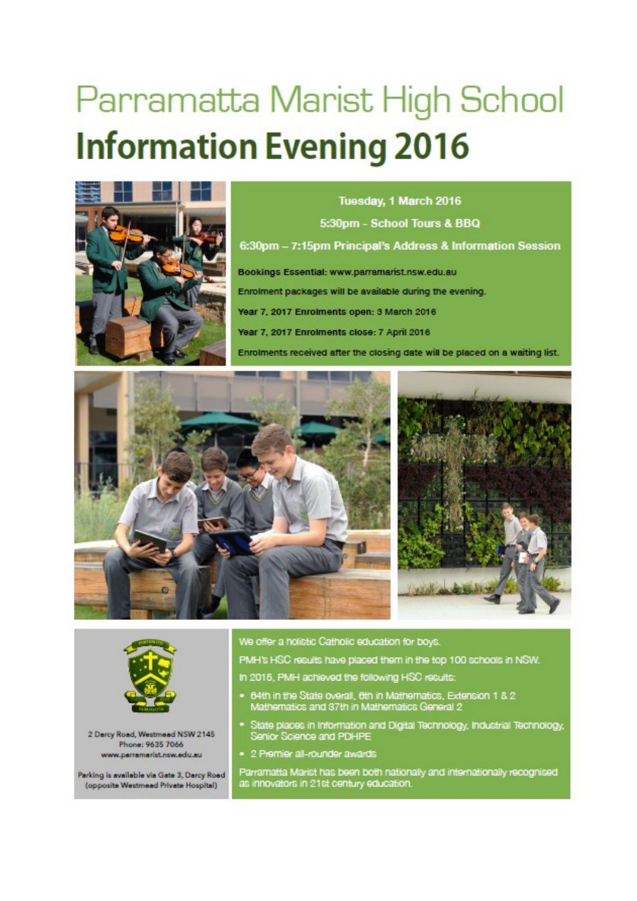# Parramatta Marist High School

# Information Evening 2016

**Tuesday, 1 March 2016**

**5:30pm - School Tours & BBQ**

**6:30pm – 7:15pm Principal's Address & Information Session**

Bookings Essential: www.parramarist.nsw.edu.au

Enrolment packages will be available during the evening.

Year 7, 2017 Enrolments open: 3 March 2016

Year 7, 2017 Enrolments close: 7 April 2016

Enrolments received after the closing date will be placed on a waiting list.

2 Darcy Road, Westmead NSW 2145
Phone: 9635 7066
www.parramarist.nsw.edu.au

Parking is available via Gate 3, Darcy Road (opposite Westmead Private Hospital)

We offer a holistic Catholic education for boys.

PMH's HSC results have placed them in the top 100 schools in NSW.

In 2015, PMH achieved the following HSC results:

- 64th in the State overall, 6th in Mathematics, Extension 1 & 2 Mathematics and 37th in Mathematics General 2
- State places in Information and Digital Technology, Industrial Technology, Senior Science and PDHPE
- 2 Premier all-rounder awards

Parramatta Marist has been both nationally and internationally recognised as innovators in 21st century education.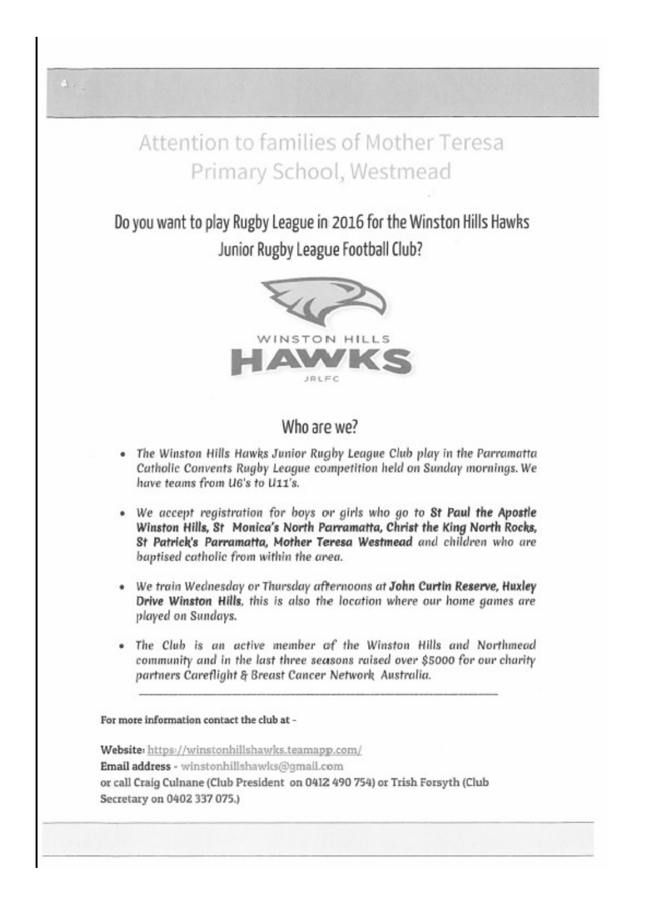# Attention to families of Mother Teresa Primary School, Westmead

## Do you want to play Rugby League in 2016 for the Winston Hills Hawks Junior Rugby League Football Club?

WINSTON HILLS
HAWKS
JRLFC

## Who are we?

- *The Winston Hills Hawks Junior Rugby League Club play in the Parramatta Catholic Convents Rugby League competition held on Sunday mornings. We have teams from U6's to U11's.*
- *We accept registration for boys or girls who go to **St Paul the Apostle Winston Hills, St Monica's North Parramatta, Christ the King North Rocks, St Patrick's Parramatta, Mother Teresa Westmead** and children who are baptised catholic from within the area.*
- *We train Wednesday or Thursday afternoons at **John Curtin Reserve, Huxley Drive Winston Hills**, this is also the location where our home games are played on Sundays.*
- *The Club is an active member of the Winston Hills and Northmead community and in the last three seasons raised over $5000 for our charity partners Careflight & Breast Cancer Network Australia.*

---

**For more information contact the club at -**

**Website:** https://winstonhillshawks.teamapp.com/
**Email address** - winstonhillshawks@gmail.com
or call Craig Culnane (Club President on 0412 490 754) or Trish Forsyth (Club Secretary on 0402 337 075.)